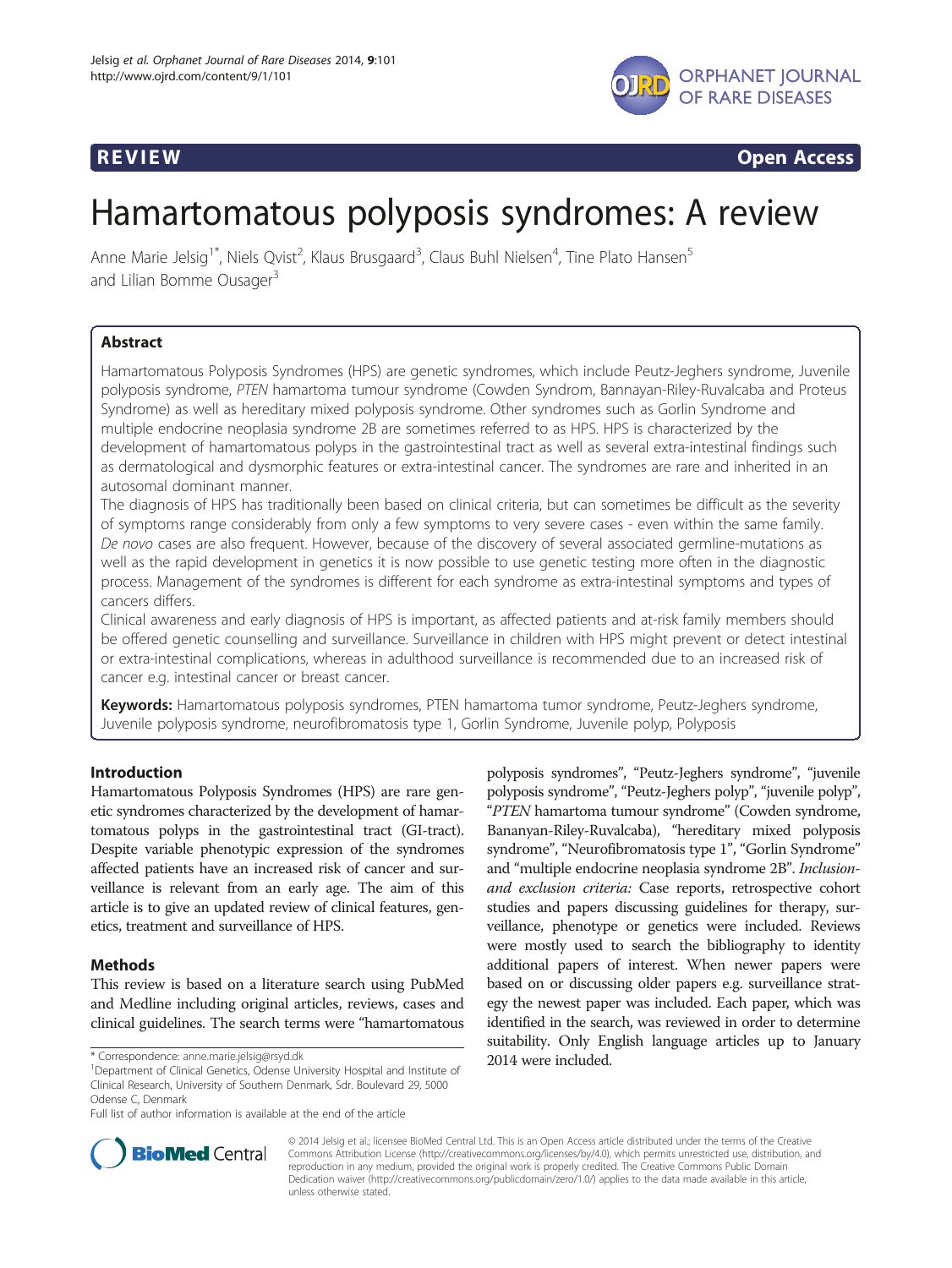**REVIEW** **Open Access**

# Hamartomatous polyposis syndromes: A review

Anne Marie Jelsig[1*], Niels Qvist[2], Klaus Brusgaard[3], Claus Buhl Nielsen[4], Tine Plato Hansen[5] and Lilian Bomme Ousager[3]

## Abstract

Hamartomatous Polyposis Syndromes (HPS) are genetic syndromes, which include Peutz-Jeghers syndrome, Juvenile polyposis syndrome, *PTEN* hamartoma tumour syndrome (Cowden Syndrom, Bannayan-Riley-Ruvalcaba and Proteus Syndrome) as well as hereditary mixed polyposis syndrome. Other syndromes such as Gorlin Syndrome and multiple endocrine neoplasia syndrome 2B are sometimes referred to as HPS. HPS is characterized by the development of hamartomatous polyps in the gastrointestinal tract as well as several extra-intestinal findings such as dermatological and dysmorphic features or extra-intestinal cancer. The syndromes are rare and inherited in an autosomal dominant manner.

The diagnosis of HPS has traditionally been based on clinical criteria, but can sometimes be difficult as the severity of symptoms range considerably from only a few symptoms to very severe cases - even within the same family. *De novo* cases are also frequent. However, because of the discovery of several associated germline-mutations as well as the rapid development in genetics it is now possible to use genetic testing more often in the diagnostic process. Management of the syndromes is different for each syndrome as extra-intestinal symptoms and types of cancers differs.

Clinical awareness and early diagnosis of HPS is important, as affected patients and at-risk family members should be offered genetic counselling and surveillance. Surveillance in children with HPS might prevent or detect intestinal or extra-intestinal complications, whereas in adulthood surveillance is recommended due to an increased risk of cancer e.g. intestinal cancer or breast cancer.

**Keywords:** Hamartomatous polyposis syndromes, PTEN hamartoma tumor syndrome, Peutz-Jeghers syndrome, Juvenile polyposis syndrome, neurofibromatosis type 1, Gorlin Syndrome, Juvenile polyp, Polyposis

## Introduction

Hamartomatous Polyposis Syndromes (HPS) are rare genetic syndromes characterized by the development of hamartomatous polyps in the gastrointestinal tract (GI-tract). Despite variable phenotypic expression of the syndromes affected patients have an increased risk of cancer and surveillance is relevant from an early age. The aim of this article is to give an updated review of clinical features, genetics, treatment and surveillance of HPS.

## Methods

This review is based on a literature search using PubMed and Medline including original articles, reviews, cases and clinical guidelines. The search terms were "hamartomatous polyposis syndromes", "Peutz-Jeghers syndrome", "juvenile polyposis syndrome", "Peutz-Jeghers polyp", "juvenile polyp", "*PTEN* hamartoma tumour syndrome" (Cowden syndrome, Bananyan-Riley-Ruvalcaba), "hereditary mixed polyposis syndrome", "Neurofibromatosis type 1", "Gorlin Syndrome" and "multiple endocrine neoplasia syndrome 2B". *Inclusion- and exclusion criteria:* Case reports, retrospective cohort studies and papers discussing guidelines for therapy, surveillance, phenotype or genetics were included. Reviews were mostly used to search the bibliography to identity additional papers of interest. When newer papers were based on or discussing older papers e.g. surveillance strategy the newest paper was included. Each paper, which was identified in the search, was reviewed in order to determine suitability. Only English language articles up to January 2014 were included.

\* Correspondence: anne.marie.jelsig@rsyd.dk

[1]Department of Clinical Genetics, Odense University Hospital and Institute of Clinical Research, University of Southern Denmark, Sdr. Boulevard 29, 5000 Odense C, Denmark

Full list of author information is available at the end of the article

© 2014 Jelsig et al.; licensee BioMed Central Ltd. This is an Open Access article distributed under the terms of the Creative Commons Attribution License (http://creativecommons.org/licenses/by/4.0), which permits unrestricted use, distribution, and reproduction in any medium, provided the original work is properly credited. The Creative Commons Public Domain Dedication waiver (http://creativecommons.org/publicdomain/zero/1.0/) applies to the data made available in this article, unless otherwise stated.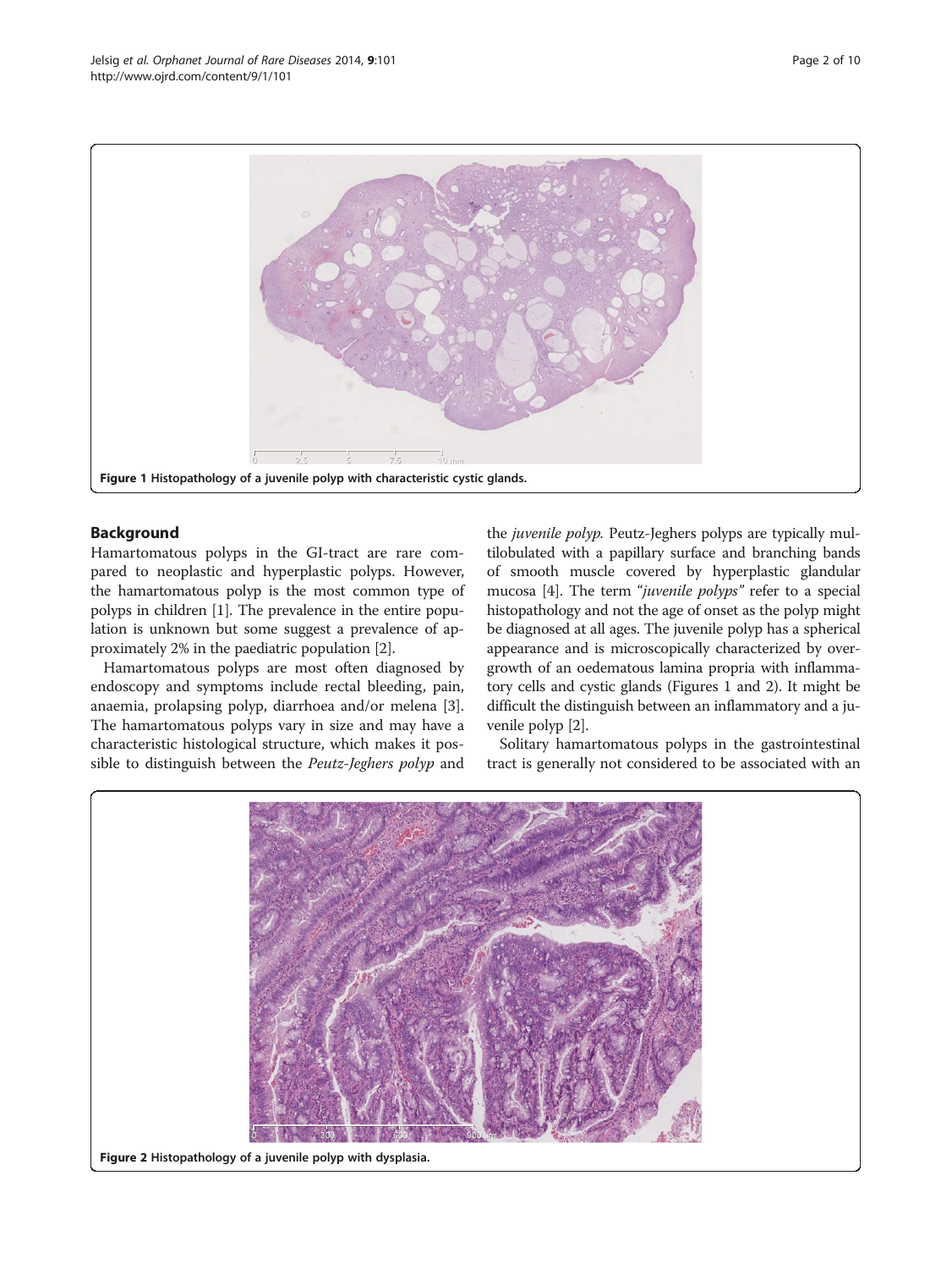Figure 1 Histopathology of a juvenile polyp with characteristic cystic glands.

## Background

Hamartomatous polyps in the GI-tract are rare compared to neoplastic and hyperplastic polyps. However, the hamartomatous polyp is the most common type of polyps in children [1]. The prevalence in the entire population is unknown but some suggest a prevalence of approximately 2% in the paediatric population [2].

Hamartomatous polyps are most often diagnosed by endoscopy and symptoms include rectal bleeding, pain, anaemia, prolapsing polyp, diarrhoea and/or melena [3]. The hamartomatous polyps vary in size and may have a characteristic histological structure, which makes it possible to distinguish between the *Peutz-Jeghers polyp* and the *juvenile polyp*. Peutz-Jeghers polyps are typically multilobulated with a papillary surface and branching bands of smooth muscle covered by hyperplastic glandular mucosa [4]. The term *"juvenile polyps"* refer to a special histopathology and not the age of onset as the polyp might be diagnosed at all ages. The juvenile polyp has a spherical appearance and is microscopically characterized by overgrowth of an oedematous lamina propria with inflammatory cells and cystic glands (Figures 1 and 2). It might be difficult the distinguish between an inflammatory and a juvenile polyp [2].

Solitary hamartomatous polyps in the gastrointestinal tract is generally not considered to be associated with an

Figure 2 Histopathology of a juvenile polyp with dysplasia.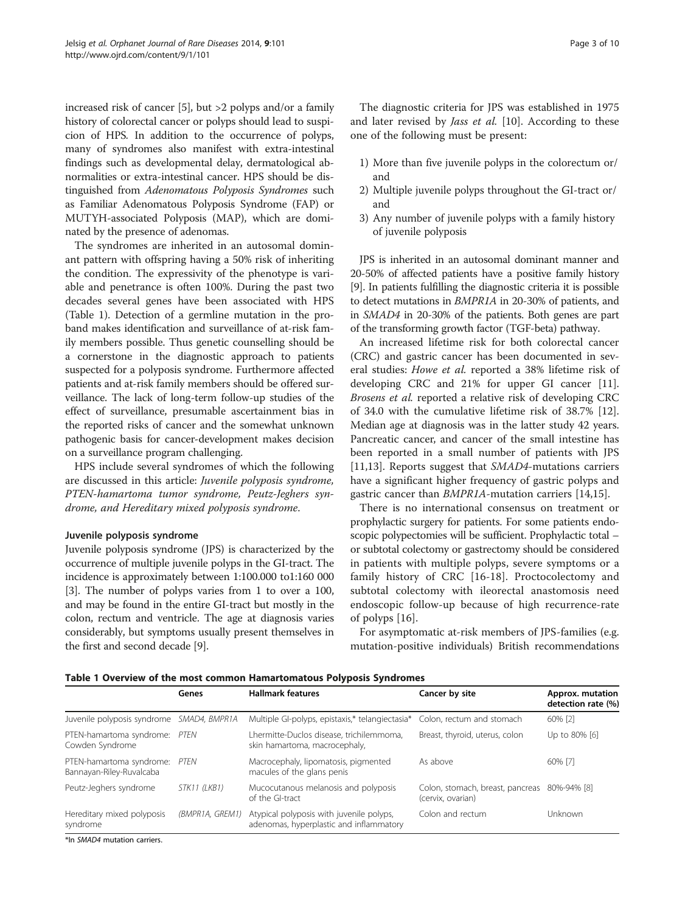increased risk of cancer [5], but >2 polyps and/or a family history of colorectal cancer or polyps should lead to suspicion of HPS. In addition to the occurrence of polyps, many of syndromes also manifest with extra-intestinal findings such as developmental delay, dermatological abnormalities or extra-intestinal cancer. HPS should be distinguished from *Adenomatous Polyposis Syndromes* such as Familiar Adenomatous Polyposis Syndrome (FAP) or MUTYH-associated Polyposis (MAP), which are dominated by the presence of adenomas.

The syndromes are inherited in an autosomal dominant pattern with offspring having a 50% risk of inheriting the condition. The expressivity of the phenotype is variable and penetrance is often 100%. During the past two decades several genes have been associated with HPS (Table 1). Detection of a germline mutation in the proband makes identification and surveillance of at-risk family members possible. Thus genetic counselling should be a cornerstone in the diagnostic approach to patients suspected for a polyposis syndrome. Furthermore affected patients and at-risk family members should be offered surveillance. The lack of long-term follow-up studies of the effect of surveillance, presumable ascertainment bias in the reported risks of cancer and the somewhat unknown pathogenic basis for cancer-development makes decision on a surveillance program challenging.

HPS include several syndromes of which the following are discussed in this article: *Juvenile polyposis syndrome, PTEN-hamartoma tumor syndrome, Peutz-Jeghers syndrome, and Hereditary mixed polyposis syndrome*.

#### Juvenile polyposis syndrome

Juvenile polyposis syndrome (JPS) is characterized by the occurrence of multiple juvenile polyps in the GI-tract. The incidence is approximately between 1:100.000 to1:160 000 [3]. The number of polyps varies from 1 to over a 100, and may be found in the entire GI-tract but mostly in the colon, rectum and ventricle. The age at diagnosis varies considerably, but symptoms usually present themselves in the first and second decade [9].

The diagnostic criteria for JPS was established in 1975 and later revised by *Jass et al.* [10]. According to these one of the following must be present:

1) More than five juvenile polyps in the colorectum or/ and
2) Multiple juvenile polyps throughout the GI-tract or/ and
3) Any number of juvenile polyps with a family history of juvenile polyposis

JPS is inherited in an autosomal dominant manner and 20-50% of affected patients have a positive family history [9]. In patients fulfilling the diagnostic criteria it is possible to detect mutations in *BMPR1A* in 20-30% of patients, and in *SMAD4* in 20-30% of the patients. Both genes are part of the transforming growth factor (TGF-beta) pathway.

An increased lifetime risk for both colorectal cancer (CRC) and gastric cancer has been documented in several studies: *Howe et al.* reported a 38% lifetime risk of developing CRC and 21% for upper GI cancer [11]. *Brosens et al.* reported a relative risk of developing CRC of 34.0 with the cumulative lifetime risk of 38.7% [12]. Median age at diagnosis was in the latter study 42 years. Pancreatic cancer, and cancer of the small intestine has been reported in a small number of patients with JPS [11,13]. Reports suggest that *SMAD4*-mutations carriers have a significant higher frequency of gastric polyps and gastric cancer than *BMPR1A*-mutation carriers [14,15].

There is no international consensus on treatment or prophylactic surgery for patients. For some patients endoscopic polypectomies will be sufficient. Prophylactic total – or subtotal colectomy or gastrectomy should be considered in patients with multiple polyps, severe symptoms or a family history of CRC [16-18]. Proctocolectomy and subtotal colectomy with ileorectal anastomosis need endoscopic follow-up because of high recurrence-rate of polyps [16].

For asymptomatic at-risk members of JPS-families (e.g. mutation-positive individuals) British recommendations

**Table 1 Overview of the most common Hamartomatous Polyposis Syndromes**

| | Genes | Hallmark features | Cancer by site | Approx. mutation detection rate (%) |
|---|---|---|---|---|
| Juvenile polyposis syndrome | *SMAD4, BMPR1A* | Multiple GI-polyps, epistaxis,* telangiectasia* | Colon, rectum and stomach | 60% [2] |
| PTEN-hamartoma syndrome: Cowden Syndrome | *PTEN* | Lhermitte-Duclos disease, trichilemmoma, skin hamartoma, macrocephaly, | Breast, thyroid, uterus, colon | Up to 80% [6] |
| PTEN-hamartoma syndrome: Bannayan-Riley-Ruvalcaba | *PTEN* | Macrocephaly, lipomatosis, pigmented macules of the glans penis | As above | 60% [7] |
| Peutz-Jeghers syndrome | *STK11 (LKB1)* | Mucocutanous melanosis and polyposis of the GI-tract | Colon, stomach, breast, pancreas (cervix, ovarian) | 80%-94% [8] |
| Hereditary mixed polyposis syndrome | *(BMPR1A, GREM1)* | Atypical polyposis with juvenile polyps, adenomas, hyperplastic and inflammatory | Colon and rectum | Unknown |

*In *SMAD4* mutation carriers.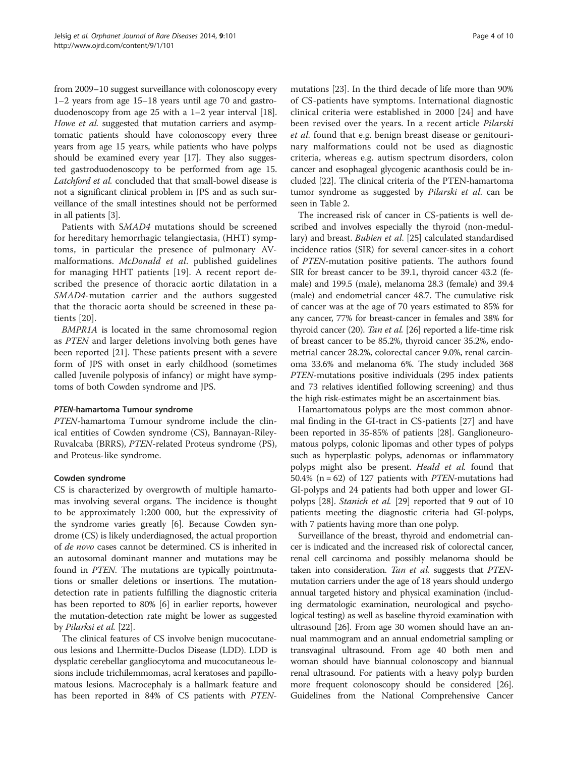from 2009–10 suggest surveillance with colonoscopy every 1–2 years from age 15–18 years until age 70 and gastroduodenoscopy from age 25 with a 1–2 year interval [18]. *Howe et al.* suggested that mutation carriers and asymptomatic patients should have colonoscopy every three years from age 15 years, while patients who have polyps should be examined every year [17]. They also suggested gastroduodenoscopy to be performed from age 15. *Latchford et al.* concluded that that small-bowel disease is not a significant clinical problem in JPS and as such surveillance of the small intestines should not be performed in all patients [3].

Patients with S*MAD4* mutations should be screened for hereditary hemorrhagic telangiectasia, (HHT) symptoms, in particular the presence of pulmonary AV-malformations. *McDonald et al.* published guidelines for managing HHT patients [19]. A recent report described the presence of thoracic aortic dilatation in a *SMAD4*-mutation carrier and the authors suggested that the thoracic aorta should be screened in these patients [20].

*BMPR1A* is located in the same chromosomal region as *PTEN* and larger deletions involving both genes have been reported [21]. These patients present with a severe form of JPS with onset in early childhood (sometimes called Juvenile polyposis of infancy) or might have symptoms of both Cowden syndrome and JPS.

#### *PTEN*-hamartoma Tumour syndrome

*PTEN*-hamartoma Tumour syndrome include the clinical entities of Cowden syndrome (CS), Bannayan-Riley-Ruvalcaba (BRRS), *PTEN*-related Proteus syndrome (PS), and Proteus-like syndrome.

#### Cowden syndrome

CS is characterized by overgrowth of multiple hamartomas involving several organs. The incidence is thought to be approximately 1:200 000, but the expressivity of the syndrome varies greatly [6]. Because Cowden syndrome (CS) is likely underdiagnosed, the actual proportion of *de novo* cases cannot be determined. CS is inherited in an autosomal dominant manner and mutations may be found in *PTEN*. The mutations are typically pointmutations or smaller deletions or insertions. The mutation-detection rate in patients fulfilling the diagnostic criteria has been reported to 80% [6] in earlier reports, however the mutation-detection rate might be lower as suggested by *Pilarksi et al.* [22].

The clinical features of CS involve benign mucocutaneous lesions and Lhermitte-Duclos Disease (LDD). LDD is dysplatic cerebellar gangliocytoma and mucocutaneous lesions include trichilemmomas, acral keratoses and papillomatous lesions. Macrocephaly is a hallmark feature and has been reported in 84% of CS patients with *PTEN*-mutations [23]. In the third decade of life more than 90% of CS-patients have symptoms. International diagnostic clinical criteria were established in 2000 [24] and have been revised over the years. In a recent article *Pilarski et al.* found that e.g. benign breast disease or genitourinary malformations could not be used as diagnostic criteria, whereas e.g. autism spectrum disorders, colon cancer and esophageal glycogenic acanthosis could be included [22]. The clinical criteria of the PTEN-hamartoma tumor syndrome as suggested by *Pilarski et al.* can be seen in Table 2.

The increased risk of cancer in CS-patients is well described and involves especially the thyroid (non-medullary) and breast. *Bubien et al.* [25] calculated standardised incidence ratios (SIR) for several cancer-sites in a cohort of *PTEN*-mutation positive patients. The authors found SIR for breast cancer to be 39.1, thyroid cancer 43.2 (female) and 199.5 (male), melanoma 28.3 (female) and 39.4 (male) and endometrial cancer 48.7. The cumulative risk of cancer was at the age of 70 years estimated to 85% for any cancer, 77% for breast-cancer in females and 38% for thyroid cancer (20). *Tan et al.* [26] reported a life-time risk of breast cancer to be 85.2%, thyroid cancer 35.2%, endometrial cancer 28.2%, colorectal cancer 9.0%, renal carcinoma 33.6% and melanoma 6%. The study included 368 *PTEN*-mutations positive individuals (295 index patients and 73 relatives identified following screening) and thus the high risk-estimates might be an ascertainment bias.

Hamartomatous polyps are the most common abnormal finding in the GI-tract in CS-patients [27] and have been reported in 35-85% of patients [28]. Ganglioneuromatous polyps, colonic lipomas and other types of polyps such as hyperplastic polyps, adenomas or inflammatory polyps might also be present. *Heald et al.* found that 50.4% (n = 62) of 127 patients with *PTEN*-mutations had GI-polyps and 24 patients had both upper and lower GI-polyps [28]. *Stanich et al.* [29] reported that 9 out of 10 patients meeting the diagnostic criteria had GI-polyps, with 7 patients having more than one polyp.

Surveillance of the breast, thyroid and endometrial cancer is indicated and the increased risk of colorectal cancer, renal cell carcinoma and possibly melanoma should be taken into consideration. *Tan et al.* suggests that *PTEN*-mutation carriers under the age of 18 years should undergo annual targeted history and physical examination (including dermatologic examination, neurological and psychological testing) as well as baseline thyroid examination with ultrasound [26]. From age 30 women should have an annual mammogram and an annual endometrial sampling or transvaginal ultrasound. From age 40 both men and woman should have biannual colonoscopy and biannual renal ultrasound. For patients with a heavy polyp burden more frequent colonoscopy should be considered [26]. Guidelines from the National Comprehensive Cancer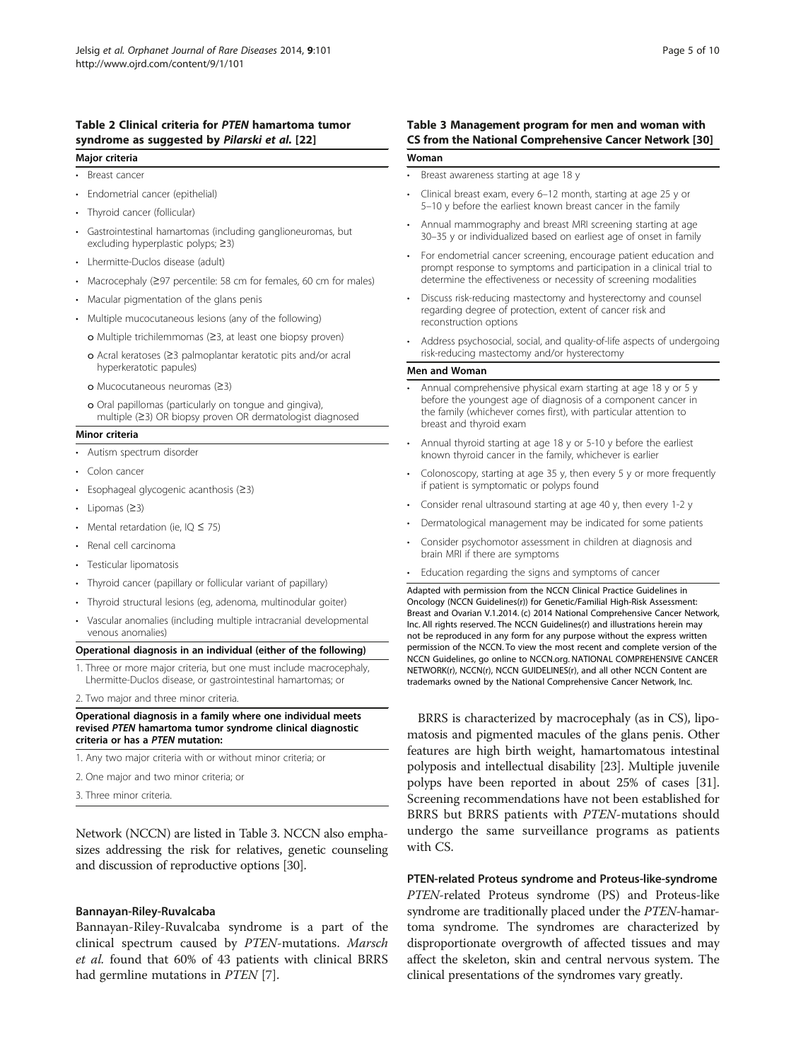**Table 2 Clinical criteria for *PTEN* hamartoma tumor syndrome as suggested by *Pilarski et al.* [22]**

**Major criteria**

- Breast cancer
- Endometrial cancer (epithelial)
- Thyroid cancer (follicular)
- Gastrointestinal hamartomas (including ganglioneuromas, but excluding hyperplastic polyps; ≥3)
- Lhermitte-Duclos disease (adult)
- Macrocephaly (≥97 percentile: 58 cm for females, 60 cm for males)
- Macular pigmentation of the glans penis
- Multiple mucocutaneous lesions (any of the following)
  - o Multiple trichilemmomas (≥3, at least one biopsy proven)
  - o Acral keratoses (≥3 palmoplantar keratotic pits and/or acral hyperkeratotic papules)
  - o Mucocutaneous neuromas (≥3)
  - o Oral papillomas (particularly on tongue and gingiva), multiple (≥3) OR biopsy proven OR dermatologist diagnosed

**Minor criteria**

- Autism spectrum disorder
- Colon cancer
- Esophageal glycogenic acanthosis (≥3)
- Lipomas (≥3)
- Mental retardation (ie, IQ ≤ 75)
- Renal cell carcinoma
- Testicular lipomatosis
- Thyroid cancer (papillary or follicular variant of papillary)
- Thyroid structural lesions (eg, adenoma, multinodular goiter)
- Vascular anomalies (including multiple intracranial developmental venous anomalies)

**Operational diagnosis in an individual (either of the following)**

1. Three or more major criteria, but one must include macrocephaly, Lhermitte-Duclos disease, or gastrointestinal hamartomas; or
2. Two major and three minor criteria.

**Operational diagnosis in a family where one individual meets revised *PTEN* hamartoma tumor syndrome clinical diagnostic criteria or has a *PTEN* mutation:**

1. Any two major criteria with or without minor criteria; or
2. One major and two minor criteria; or
3. Three minor criteria.

Network (NCCN) are listed in Table 3. NCCN also emphasizes addressing the risk for relatives, genetic counseling and discussion of reproductive options [30].

### Bannayan-Riley-Ruvalcaba

Bannayan-Riley-Ruvalcaba syndrome is a part of the clinical spectrum caused by *PTEN*-mutations. *Marsch et al.* found that 60% of 43 patients with clinical BRRS had germline mutations in *PTEN* [7].

**Table 3 Management program for men and woman with CS from the National Comprehensive Cancer Network [30]**

**Woman**

- Breast awareness starting at age 18 y
- Clinical breast exam, every 6–12 month, starting at age 25 y or 5–10 y before the earliest known breast cancer in the family
- Annual mammography and breast MRI screening starting at age 30–35 y or individualized based on earliest age of onset in family
- For endometrial cancer screening, encourage patient education and prompt response to symptoms and participation in a clinical trial to determine the effectiveness or necessity of screening modalities
- Discuss risk-reducing mastectomy and hysterectomy and counsel regarding degree of protection, extent of cancer risk and reconstruction options
- Address psychosocial, social, and quality-of-life aspects of undergoing risk-reducing mastectomy and/or hysterectomy

**Men and Woman**

- Annual comprehensive physical exam starting at age 18 y or 5 y before the youngest age of diagnosis of a component cancer in the family (whichever comes first), with particular attention to breast and thyroid exam
- Annual thyroid starting at age 18 y or 5-10 y before the earliest known thyroid cancer in the family, whichever is earlier
- Colonoscopy, starting at age 35 y, then every 5 y or more frequently if patient is symptomatic or polyps found
- Consider renal ultrasound starting at age 40 y, then every 1-2 y
- Dermatological management may be indicated for some patients
- Consider psychomotor assessment in children at diagnosis and brain MRI if there are symptoms
- Education regarding the signs and symptoms of cancer

Adapted with permission from the NCCN Clinical Practice Guidelines in Oncology (NCCN Guidelines(r)) for Genetic/Familial High-Risk Assessment: Breast and Ovarian V.1.2014. (c) 2014 National Comprehensive Cancer Network, Inc. All rights reserved. The NCCN Guidelines(r) and illustrations herein may not be reproduced in any form for any purpose without the express written permission of the NCCN. To view the most recent and complete version of the NCCN Guidelines, go online to NCCN.org. NATIONAL COMPREHENSIVE CANCER NETWORK(r), NCCN(r), NCCN GUIDELINES(r), and all other NCCN Content are trademarks owned by the National Comprehensive Cancer Network, Inc.

BRRS is characterized by macrocephaly (as in CS), lipomatosis and pigmented macules of the glans penis. Other features are high birth weight, hamartomatous intestinal polyposis and intellectual disability [23]. Multiple juvenile polyps have been reported in about 25% of cases [31]. Screening recommendations have not been established for BRRS but BRRS patients with *PTEN*-mutations should undergo the same surveillance programs as patients with CS.

### PTEN-related Proteus syndrome and Proteus-like-syndrome

*PTEN*-related Proteus syndrome (PS) and Proteus-like syndrome are traditionally placed under the *PTEN*-hamartoma syndrome. The syndromes are characterized by disproportionate overgrowth of affected tissues and may affect the skeleton, skin and central nervous system. The clinical presentations of the syndromes vary greatly.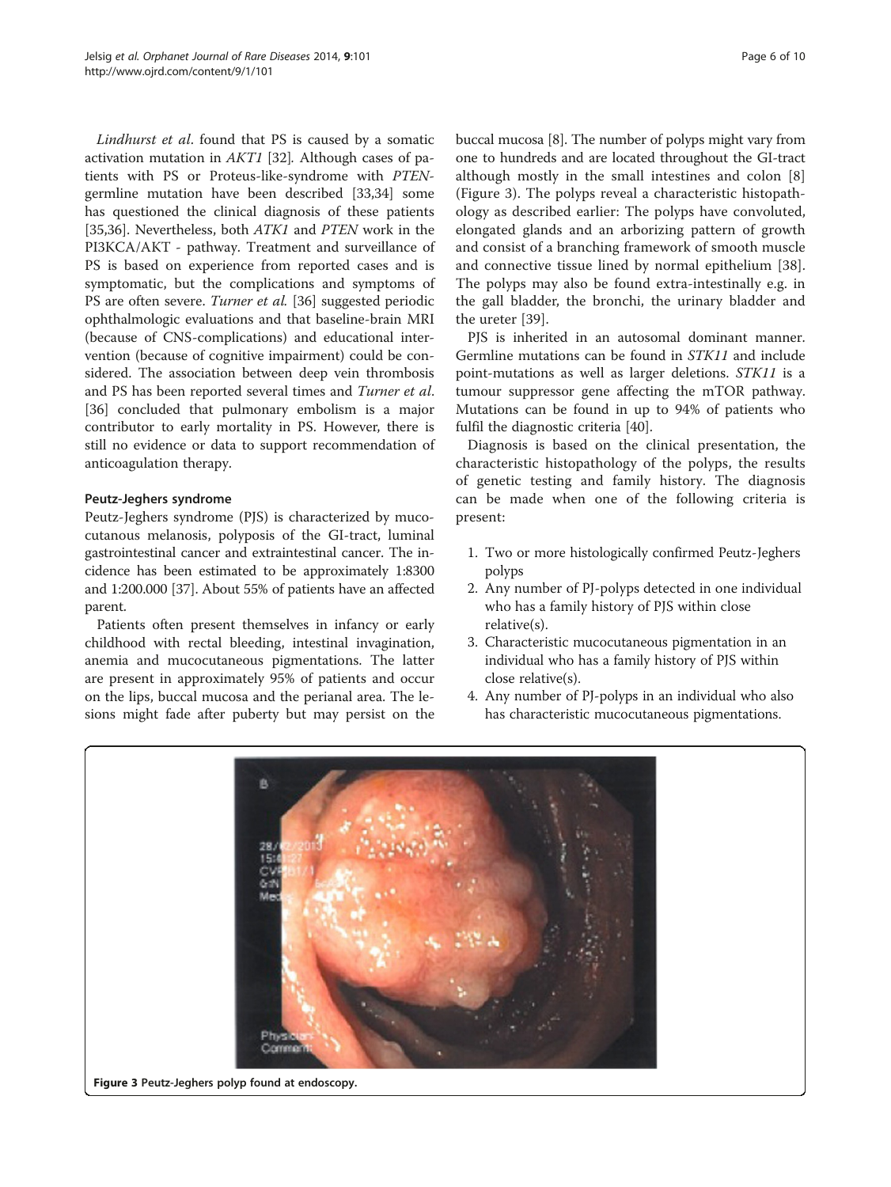*Lindhurst et al*. found that PS is caused by a somatic activation mutation in *AKT1* [32]. Although cases of patients with PS or Proteus-like-syndrome with *PTEN*-germline mutation have been described [33,34] some has questioned the clinical diagnosis of these patients [35,36]. Nevertheless, both *ATK1* and *PTEN* work in the PI3KCA/AKT - pathway. Treatment and surveillance of PS is based on experience from reported cases and is symptomatic, but the complications and symptoms of PS are often severe. *Turner et al.* [36] suggested periodic ophthalmologic evaluations and that baseline-brain MRI (because of CNS-complications) and educational intervention (because of cognitive impairment) could be considered. The association between deep vein thrombosis and PS has been reported several times and *Turner et al*. [36] concluded that pulmonary embolism is a major contributor to early mortality in PS. However, there is still no evidence or data to support recommendation of anticoagulation therapy.

### Peutz-Jeghers syndrome

Peutz-Jeghers syndrome (PJS) is characterized by mucocutanous melanosis, polyposis of the GI-tract, luminal gastrointestinal cancer and extraintestinal cancer. The incidence has been estimated to be approximately 1:8300 and 1:200.000 [37]. About 55% of patients have an affected parent.

Patients often present themselves in infancy or early childhood with rectal bleeding, intestinal invagination, anemia and mucocutaneous pigmentations. The latter are present in approximately 95% of patients and occur on the lips, buccal mucosa and the perianal area. The lesions might fade after puberty but may persist on the buccal mucosa [8]. The number of polyps might vary from one to hundreds and are located throughout the GI-tract although mostly in the small intestines and colon [8] (Figure 3). The polyps reveal a characteristic histopathology as described earlier: The polyps have convoluted, elongated glands and an arborizing pattern of growth and consist of a branching framework of smooth muscle and connective tissue lined by normal epithelium [38]. The polyps may also be found extra-intestinally e.g. in the gall bladder, the bronchi, the urinary bladder and the ureter [39].

PJS is inherited in an autosomal dominant manner. Germline mutations can be found in *STK11* and include point-mutations as well as larger deletions. *STK11* is a tumour suppressor gene affecting the mTOR pathway. Mutations can be found in up to 94% of patients who fulfil the diagnostic criteria [40].

Diagnosis is based on the clinical presentation, the characteristic histopathology of the polyps, the results of genetic testing and family history. The diagnosis can be made when one of the following criteria is present:

1. Two or more histologically confirmed Peutz-Jeghers polyps
2. Any number of PJ-polyps detected in one individual who has a family history of PJS within close relative(s).
3. Characteristic mucocutaneous pigmentation in an individual who has a family history of PJS within close relative(s).
4. Any number of PJ-polyps in an individual who also has characteristic mucocutaneous pigmentations.

**Figure 3** Peutz-Jeghers polyp found at endoscopy.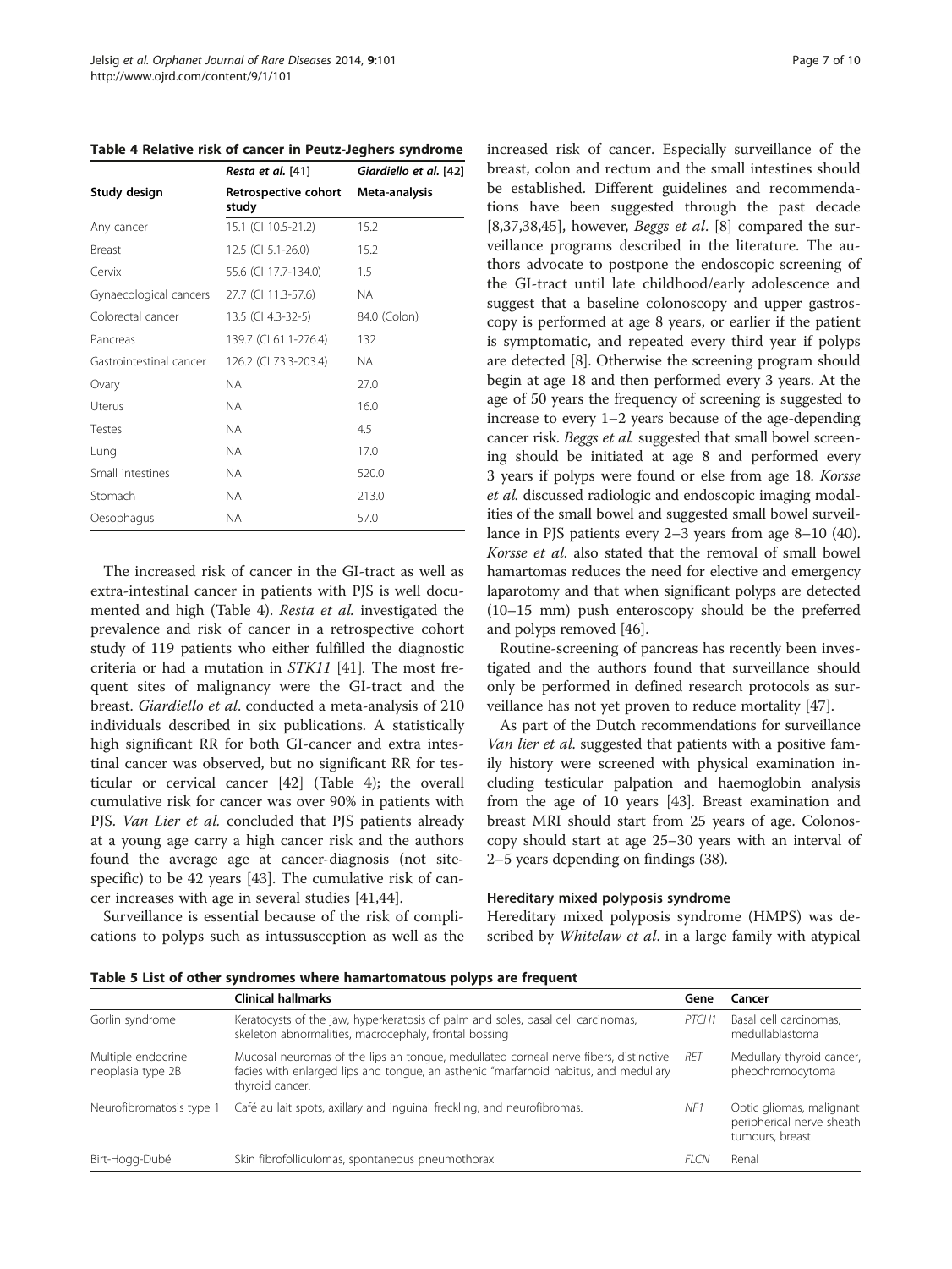**Table 4 Relative risk of cancer in Peutz-Jeghers syndrome**

| | *Resta et al.* [41] | *Giardiello et al.* [42] |
|---|---|---|
| Study design | Retrospective cohort study | Meta-analysis |
| Any cancer | 15.1 (CI 10.5-21.2) | 15.2 |
| Breast | 12.5 (CI 5.1-26.0) | 15.2 |
| Cervix | 55.6 (CI 17.7-134.0) | 1.5 |
| Gynaecological cancers | 27.7 (CI 11.3-57.6) | NA |
| Colorectal cancer | 13.5 (CI 4.3-32-5) | 84.0 (Colon) |
| Pancreas | 139.7 (CI 61.1-276.4) | 132 |
| Gastrointestinal cancer | 126.2 (CI 73.3-203.4) | NA |
| Ovary | NA | 27.0 |
| Uterus | NA | 16.0 |
| Testes | NA | 4.5 |
| Lung | NA | 17.0 |
| Small intestines | NA | 520.0 |
| Stomach | NA | 213.0 |
| Oesophagus | NA | 57.0 |

The increased risk of cancer in the GI-tract as well as extra-intestinal cancer in patients with PJS is well documented and high (Table 4). *Resta et al.* investigated the prevalence and risk of cancer in a retrospective cohort study of 119 patients who either fulfilled the diagnostic criteria or had a mutation in *STK11* [41]. The most frequent sites of malignancy were the GI-tract and the breast. *Giardiello et al*. conducted a meta-analysis of 210 individuals described in six publications. A statistically high significant RR for both GI-cancer and extra intestinal cancer was observed, but no significant RR for testicular or cervical cancer [42] (Table 4); the overall cumulative risk for cancer was over 90% in patients with PJS. *Van Lier et al.* concluded that PJS patients already at a young age carry a high cancer risk and the authors found the average age at cancer-diagnosis (not site-specific) to be 42 years [43]. The cumulative risk of cancer increases with age in several studies [41,44].

Surveillance is essential because of the risk of complications to polyps such as intussusception as well as the increased risk of cancer. Especially surveillance of the breast, colon and rectum and the small intestines should be established. Different guidelines and recommendations have been suggested through the past decade [8,37,38,45], however, *Beggs et al*. [8] compared the surveillance programs described in the literature. The authors advocate to postpone the endoscopic screening of the GI-tract until late childhood/early adolescence and suggest that a baseline colonoscopy and upper gastroscopy is performed at age 8 years, or earlier if the patient is symptomatic, and repeated every third year if polyps are detected [8]. Otherwise the screening program should begin at age 18 and then performed every 3 years. At the age of 50 years the frequency of screening is suggested to increase to every 1–2 years because of the age-depending cancer risk. *Beggs et al.* suggested that small bowel screening should be initiated at age 8 and performed every 3 years if polyps were found or else from age 18. *Korsse et al.* discussed radiologic and endoscopic imaging modalities of the small bowel and suggested small bowel surveillance in PJS patients every 2–3 years from age 8–10 (40). *Korsse et al.* also stated that the removal of small bowel hamartomas reduces the need for elective and emergency laparotomy and that when significant polyps are detected (10–15 mm) push enteroscopy should be the preferred and polyps removed [46].

Routine-screening of pancreas has recently been investigated and the authors found that surveillance should only be performed in defined research protocols as surveillance has not yet proven to reduce mortality [47].

As part of the Dutch recommendations for surveillance *Van lier et al.* suggested that patients with a positive family history were screened with physical examination including testicular palpation and haemoglobin analysis from the age of 10 years [43]. Breast examination and breast MRI should start from 25 years of age. Colonoscopy should start at age 25–30 years with an interval of 2–5 years depending on findings (38).

### Hereditary mixed polyposis syndrome

Hereditary mixed polyposis syndrome (HMPS) was described by *Whitelaw et al*. in a large family with atypical

**Table 5 List of other syndromes where hamartomatous polyps are frequent**

| | Clinical hallmarks | Gene | Cancer |
|---|---|---|---|
| Gorlin syndrome | Keratocysts of the jaw, hyperkeratosis of palm and soles, basal cell carcinomas, skeleton abnormalities, macrocephaly, frontal bossing | *PTCH1* | Basal cell carcinomas, medullablastoma |
| Multiple endocrine neoplasia type 2B | Mucosal neuromas of the lips an tongue, medullated corneal nerve fibers, distinctive facies with enlarged lips and tongue, an asthenic "marfanoid habitus, and medullary thyroid cancer. | *RET* | Medullary thyroid cancer, pheochromocytoma |
| Neurofibromatosis type 1 | Café au lait spots, axillary and inguinal freckling, and neurofibromas. | *NF1* | Optic gliomas, malignant peripherical nerve sheath tumours, breast |
| Birt-Hogg-Dubé | Skin fibrofolliculomas, spontaneous pneumothorax | *FLCN* | Renal |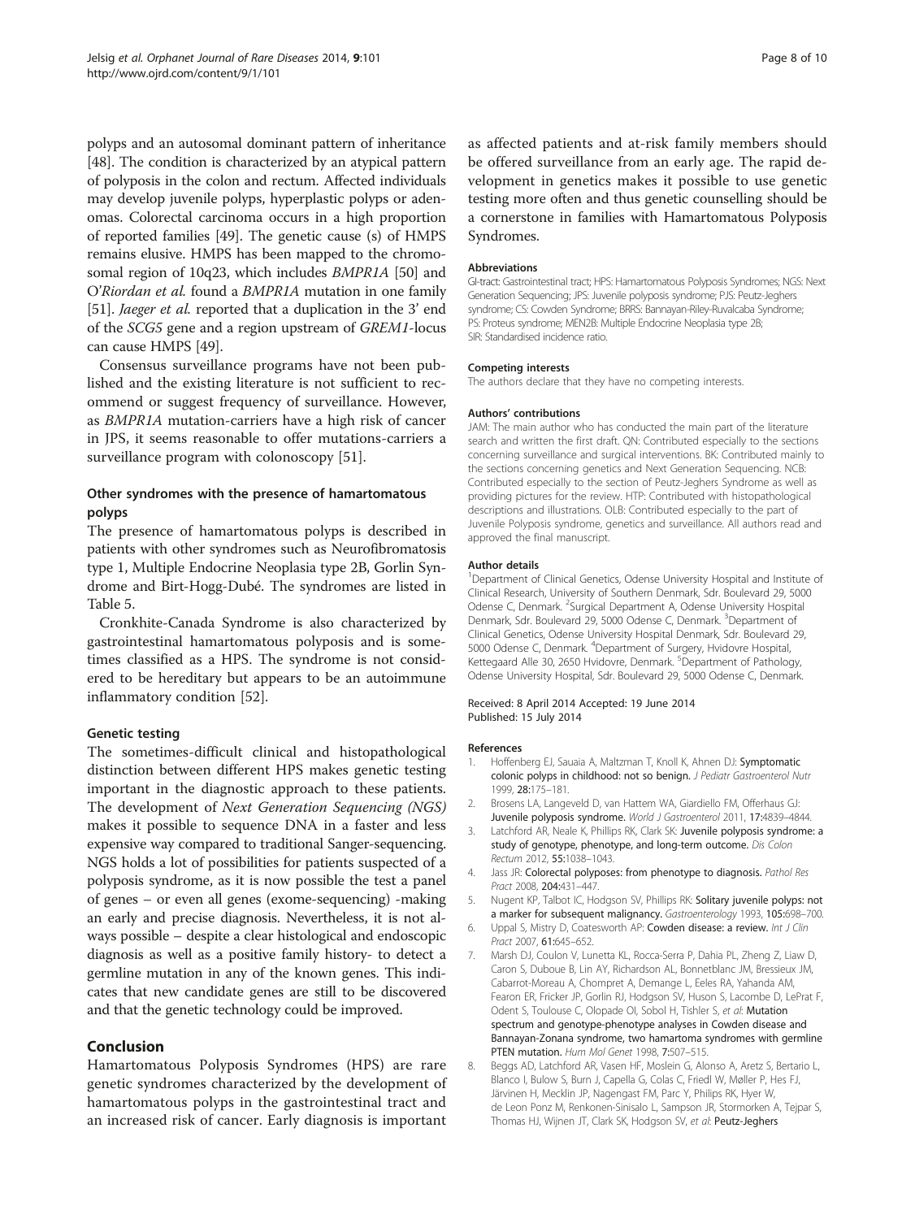polyps and an autosomal dominant pattern of inheritance [48]. The condition is characterized by an atypical pattern of polyposis in the colon and rectum. Affected individuals may develop juvenile polyps, hyperplastic polyps or adenomas. Colorectal carcinoma occurs in a high proportion of reported families [49]. The genetic cause (s) of HMPS remains elusive. HMPS has been mapped to the chromosomal region of 10q23, which includes *BMPR1A* [50] and *O'Riordan et al.* found a *BMPR1A* mutation in one family [51]. *Jaeger et al.* reported that a duplication in the 3' end of the *SCG5* gene and a region upstream of *GREM1*-locus can cause HMPS [49].

Consensus surveillance programs have not been published and the existing literature is not sufficient to recommend or suggest frequency of surveillance. However, as *BMPR1A* mutation-carriers have a high risk of cancer in JPS, it seems reasonable to offer mutations-carriers a surveillance program with colonoscopy [51].

### Other syndromes with the presence of hamartomatous polyps

The presence of hamartomatous polyps is described in patients with other syndromes such as Neurofibromatosis type 1, Multiple Endocrine Neoplasia type 2B, Gorlin Syndrome and Birt-Hogg-Dubé. The syndromes are listed in Table 5.

Cronkhite-Canada Syndrome is also characterized by gastrointestinal hamartomatous polyposis and is sometimes classified as a HPS. The syndrome is not considered to be hereditary but appears to be an autoimmune inflammatory condition [52].

### Genetic testing

The sometimes-difficult clinical and histopathological distinction between different HPS makes genetic testing important in the diagnostic approach to these patients. The development of *Next Generation Sequencing (NGS)* makes it possible to sequence DNA in a faster and less expensive way compared to traditional Sanger-sequencing. NGS holds a lot of possibilities for patients suspected of a polyposis syndrome, as it is now possible the test a panel of genes – or even all genes (exome-sequencing) -making an early and precise diagnosis. Nevertheless, it is not always possible – despite a clear histological and endoscopic diagnosis as well as a positive family history- to detect a germline mutation in any of the known genes. This indicates that new candidate genes are still to be discovered and that the genetic technology could be improved.

## Conclusion

Hamartomatous Polyposis Syndromes (HPS) are rare genetic syndromes characterized by the development of hamartomatous polyps in the gastrointestinal tract and an increased risk of cancer. Early diagnosis is important as affected patients and at-risk family members should be offered surveillance from an early age. The rapid development in genetics makes it possible to use genetic testing more often and thus genetic counselling should be a cornerstone in families with Hamartomatous Polyposis Syndromes.

#### Abbreviations

GI-tract: Gastrointestinal tract; HPS: Hamartomatous Polyposis Syndromes; NGS: Next Generation Sequencing; JPS: Juvenile polyposis syndrome; PJS: Peutz-Jeghers syndrome; CS: Cowden Syndrome; BRRS: Bannayan-Riley-Ruvalcaba Syndrome; PS: Proteus syndrome; MEN2B: Multiple Endocrine Neoplasia type 2B; SIR: Standardised incidence ratio.

#### Competing interests

The authors declare that they have no competing interests.

#### Authors' contributions

JAM: The main author who has conducted the main part of the literature search and written the first draft. QN: Contributed especially to the sections concerning surveillance and surgical interventions. BK: Contributed mainly to the sections concerning genetics and Next Generation Sequencing. NCB: Contributed especially to the section of Peutz-Jeghers Syndrome as well as providing pictures for the review. HTP: Contributed with histopathological descriptions and illustrations. OLB: Contributed especially to the part of Juvenile Polyposis syndrome, genetics and surveillance. All authors read and approved the final manuscript.

#### Author details

[1]Department of Clinical Genetics, Odense University Hospital and Institute of Clinical Research, University of Southern Denmark, Sdr. Boulevard 29, 5000 Odense C, Denmark. [2]Surgical Department A, Odense University Hospital Denmark, Sdr. Boulevard 29, 5000 Odense C, Denmark. [3]Department of Clinical Genetics, Odense University Hospital Denmark, Sdr. Boulevard 29, 5000 Odense C, Denmark. [4]Department of Surgery, Hvidovre Hospital, Kettegaard Alle 30, 2650 Hvidovre, Denmark. [5]Department of Pathology, Odense University Hospital, Sdr. Boulevard 29, 5000 Odense C, Denmark.

Received: 8 April 2014 Accepted: 19 June 2014
Published: 15 July 2014

#### References

1. Hoffenberg EJ, Sauaia A, Maltzman T, Knoll K, Ahnen DJ: **Symptomatic colonic polyps in childhood: not so benign.** *J Pediatr Gastroenterol Nutr* 1999, **28:**175–181.
2. Brosens LA, Langeveld D, van Hattem WA, Giardiello FM, Offerhaus GJ: **Juvenile polyposis syndrome.** *World J Gastroenterol* 2011, **17:**4839–4844.
3. Latchford AR, Neale K, Phillips RK, Clark SK: **Juvenile polyposis syndrome: a study of genotype, phenotype, and long-term outcome.** *Dis Colon Rectum* 2012, **55:**1038–1043.
4. Jass JR: **Colorectal polyposes: from phenotype to diagnosis.** *Pathol Res Pract* 2008, **204:**431–447.
5. Nugent KP, Talbot IC, Hodgson SV, Phillips RK: **Solitary juvenile polyps: not a marker for subsequent malignancy.** *Gastroenterology* 1993, **105:**698–700.
6. Uppal S, Mistry D, Coatesworth AP: **Cowden disease: a review.** *Int J Clin Pract* 2007, **61:**645–652.
7. Marsh DJ, Coulon V, Lunetta KL, Rocca-Serra P, Dahia PL, Zheng Z, Liaw D, Caron S, Duboue B, Lin AY, Richardson AL, Bonnetblanc JM, Bressieux JM, Cabarrot-Moreau A, Chompret A, Demange L, Eeles RA, Yahanda AM, Fearon ER, Fricker JP, Gorlin RJ, Hodgson SV, Huson S, Lacombe D, LePrat F, Odent S, Toulouse C, Olopade OI, Sobol H, Tishler S, *et al*: **Mutation spectrum and genotype-phenotype analyses in Cowden disease and Bannayan-Zonana syndrome, two hamartoma syndromes with germline PTEN mutation.** *Hum Mol Genet* 1998, **7:**507–515.
8. Beggs AD, Latchford AR, Vasen HF, Moslein G, Alonso A, Aretz S, Bertario L, Blanco I, Bulow S, Burn J, Capella G, Colas C, Friedl W, Møller P, Hes FJ, Järvinen H, Mecklin JP, Nagengast FM, Parc Y, Philips RK, Hyer W, de Leon Ponz M, Renkonen-Sinisalo L, Sampson JR, Stormorken A, Tejpar S, Thomas HJ, Wijnen JT, Clark SK, Hodgson SV, *et al*: **Peutz-Jeghers**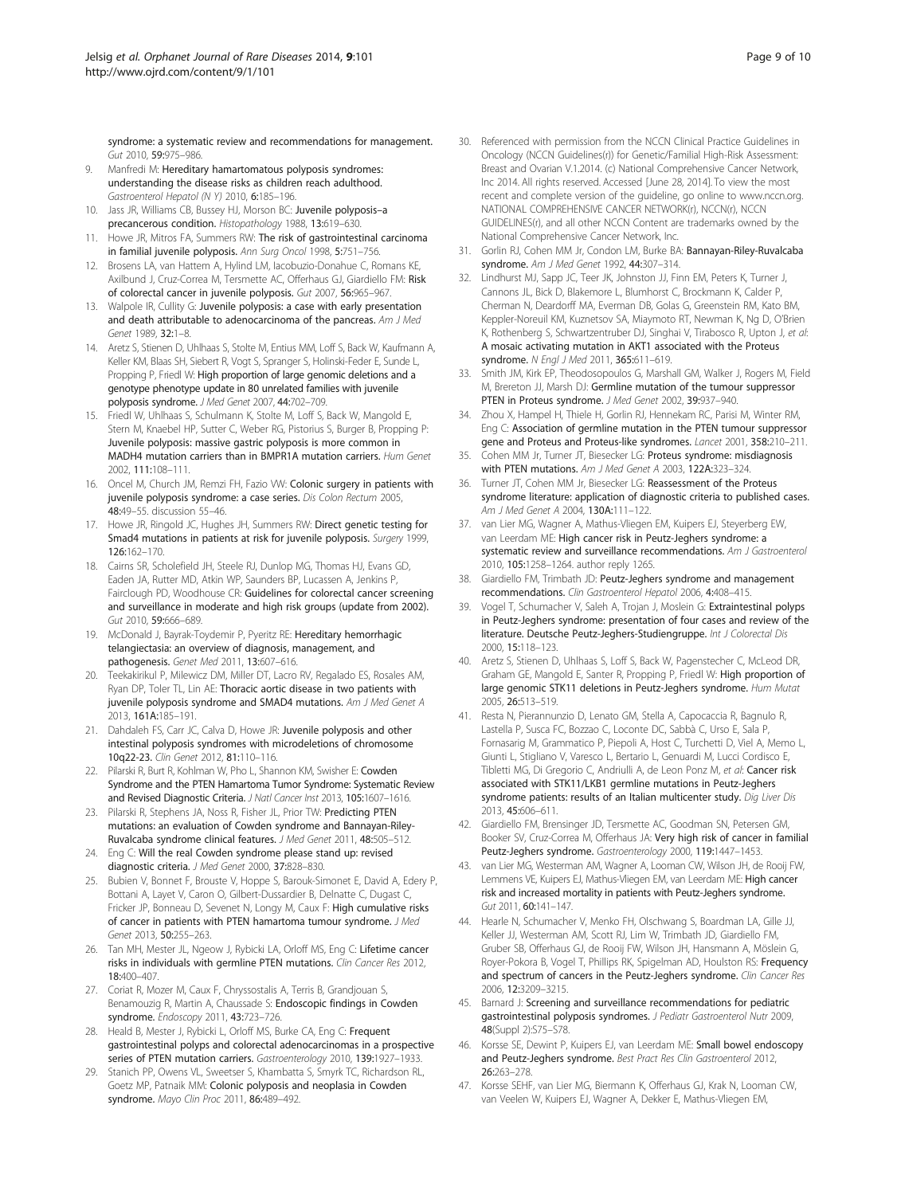syndrome: a systematic review and recommendations for management. Gut 2010, 59:975–986.

9. Manfredi M: Hereditary hamartomatous polyposis syndromes: understanding the disease risks as children reach adulthood. Gastroenterol Hepatol (N Y) 2010, 6:185–196.
10. Jass JR, Williams CB, Bussey HJ, Morson BC: Juvenile polyposis–a precancerous condition. Histopathology 1988, 13:619–630.
11. Howe JR, Mitros FA, Summers RW: The risk of gastrointestinal carcinoma in familial juvenile polyposis. Ann Surg Oncol 1998, 5:751–756.
12. Brosens LA, van Hattem A, Hylind LM, Iacobuzio-Donahue C, Romans KE, Axilbund J, Cruz-Correa M, Tersmette AC, Offerhaus GJ, Giardiello FM: Risk of colorectal cancer in juvenile polyposis. Gut 2007, 56:965–967.
13. Walpole IR, Cullity G: Juvenile polyposis: a case with early presentation and death attributable to adenocarcinoma of the pancreas. Am J Med Genet 1989, 32:1–8.
14. Aretz S, Stienen D, Uhlhaas S, Stolte M, Entius MM, Loff S, Back W, Kaufmann A, Keller KM, Blaas SH, Siebert R, Vogt S, Spranger S, Holinski-Feder E, Sunde L, Propping P, Friedl W: High proportion of large genomic deletions and a genotype phenotype update in 80 unrelated families with juvenile polyposis syndrome. J Med Genet 2007, 44:702–709.
15. Friedl W, Uhlhaas S, Schulmann K, Stolte M, Loff S, Back W, Mangold E, Stern M, Knaebel HP, Sutter C, Weber RG, Pistorius S, Burger B, Propping P: Juvenile polyposis: massive gastric polyposis is more common in MADH4 mutation carriers than in BMPR1A mutation carriers. Hum Genet 2002, 111:108–111.
16. Oncel M, Church JM, Remzi FH, Fazio VW: Colonic surgery in patients with juvenile polyposis syndrome: a case series. Dis Colon Rectum 2005, 48:49–55. discussion 55–46.
17. Howe JR, Ringold JC, Hughes JH, Summers RW: Direct genetic testing for Smad4 mutations in patients at risk for juvenile polyposis. Surgery 1999, 126:162–170.
18. Cairns SR, Scholefield JH, Steele RJ, Dunlop MG, Thomas HJ, Evans GD, Eaden JA, Rutter MD, Atkin WP, Saunders BP, Lucassen A, Jenkins P, Fairclough PD, Woodhouse CR: Guidelines for colorectal cancer screening and surveillance in moderate and high risk groups (update from 2002). Gut 2010, 59:666–689.
19. McDonald J, Bayrak-Toydemir P, Pyeritz RE: Hereditary hemorrhagic telangiectasia: an overview of diagnosis, management, and pathogenesis. Genet Med 2011, 13:607–616.
20. Teekakirikul P, Milewicz DM, Miller DT, Lacro RV, Regalado ES, Rosales AM, Ryan DP, Toler TL, Lin AE: Thoracic aortic disease in two patients with juvenile polyposis syndrome and SMAD4 mutations. Am J Med Genet A 2013, 161A:185–191.
21. Dahdaleh FS, Carr JC, Calva D, Howe JR: Juvenile polyposis and other intestinal polyposis syndromes with microdeletions of chromosome 10q22-23. Clin Genet 2012, 81:110–116.
22. Pilarski R, Burt R, Kohlman W, Pho L, Shannon KM, Swisher E: Cowden Syndrome and the PTEN Hamartoma Tumor Syndrome: Systematic Review and Revised Diagnostic Criteria. J Natl Cancer Inst 2013, 105:1607–1616.
23. Pilarski R, Stephens JA, Noss R, Fisher JL, Prior TW: Predicting PTEN mutations: an evaluation of Cowden syndrome and Bannayan-Riley-Ruvalcaba syndrome clinical features. J Med Genet 2011, 48:505–512.
24. Eng C: Will the real Cowden syndrome please stand up: revised diagnostic criteria. J Med Genet 2000, 37:828–830.
25. Bubien V, Bonnet F, Brouste V, Hoppe S, Barouk-Simonet E, David A, Edery P, Bottani A, Layet V, Caron O, Gilbert-Dussardier B, Delnatte C, Dugast C, Fricker JP, Bonneau D, Sevenet N, Longy M, Caux F: High cumulative risks of cancer in patients with PTEN hamartoma tumour syndrome. J Med Genet 2013, 50:255–263.
26. Tan MH, Mester JL, Ngeow J, Rybicki LA, Orloff MS, Eng C: Lifetime cancer risks in individuals with germline PTEN mutations. Clin Cancer Res 2012, 18:400–407.
27. Coriat R, Mozer M, Caux F, Chryssostalis A, Terris B, Grandjouan S, Benamouzig R, Martin A, Chaussade S: Endoscopic findings in Cowden syndrome. Endoscopy 2011, 43:723–726.
28. Heald B, Mester J, Rybicki L, Orloff MS, Burke CA, Eng C: Frequent gastrointestinal polyps and colorectal adenocarcinomas in a prospective series of PTEN mutation carriers. Gastroenterology 2010, 139:1927–1933.
29. Stanich PP, Owens VL, Sweetser S, Khambatta S, Smyrk TC, Richardson RL, Goetz MP, Patnaik MM: Colonic polyposis and neoplasia in Cowden syndrome. Mayo Clin Proc 2011, 86:489–492.
30. Referenced with permission from the NCCN Clinical Practice Guidelines in Oncology (NCCN Guidelines(r)) for Genetic/Familial High-Risk Assessment: Breast and Ovarian V.1.2014. (c) National Comprehensive Cancer Network, Inc 2014. All rights reserved. Accessed [June 28, 2014]. To view the most recent and complete version of the guideline, go online to www.nccn.org. NATIONAL COMPREHENSIVE CANCER NETWORK(r), NCCN(r), NCCN GUIDELINES(r), and all other NCCN Content are trademarks owned by the National Comprehensive Cancer Network, Inc.
31. Gorlin RJ, Cohen MM Jr, Condon LM, Burke BA: Bannayan-Riley-Ruvalcaba syndrome. Am J Med Genet 1992, 44:307–314.
32. Lindhurst MJ, Sapp JC, Teer JK, Johnston JJ, Finn EM, Peters K, Turner J, Cannons JL, Bick D, Blakemore L, Blumhorst C, Brockmann K, Calder P, Cherman N, Deardorff MA, Everman DB, Golas G, Greenstein RM, Kato BM, Keppler-Noreuil KM, Kuznetsov SA, Miaymoto RT, Newman K, Ng D, O'Brien K, Rothenberg S, Schwartzentruber DJ, Singhai V, Tirabosco R, Upton J, et al: A mosaic activating mutation in AKT1 associated with the Proteus syndrome. N Engl J Med 2011, 365:611–619.
33. Smith JM, Kirk EP, Theodosopoulos G, Marshall GM, Walker J, Rogers M, Field M, Brereton JJ, Marsh DJ: Germline mutation of the tumour suppressor PTEN in Proteus syndrome. J Med Genet 2002, 39:937–940.
34. Zhou X, Hampel H, Thiele H, Gorlin RJ, Hennekam RC, Parisi M, Winter RM, Eng C: Association of germline mutation in the PTEN tumour suppressor gene and Proteus and Proteus-like syndromes. Lancet 2001, 358:210–211.
35. Cohen MM Jr, Turner JT, Biesecker LG: Proteus syndrome: misdiagnosis with PTEN mutations. Am J Med Genet A 2003, 122A:323–324.
36. Turner JT, Cohen MM Jr, Biesecker LG: Reassessment of the Proteus syndrome literature: application of diagnostic criteria to published cases. Am J Med Genet A 2004, 130A:111–122.
37. van Lier MG, Wagner A, Mathus-Vliegen EM, Kuipers EJ, Steyerberg EW, van Leerdam ME: High cancer risk in Peutz-Jeghers syndrome: a systematic review and surveillance recommendations. Am J Gastroenterol 2010, 105:1258–1264. author reply 1265.
38. Giardiello FM, Trimbath JD: Peutz-Jeghers syndrome and management recommendations. Clin Gastroenterol Hepatol 2006, 4:408–415.
39. Vogel T, Schumacher V, Saleh A, Trojan J, Moslein G: Extraintestinal polyps in Peutz-Jeghers syndrome: presentation of four cases and review of the literature. Deutsche Peutz-Jeghers-Studiengruppe. Int J Colorectal Dis 2000, 15:118–123.
40. Aretz S, Stienen D, Uhlhaas S, Loff S, Back W, Pagenstecher C, McLeod DR, Graham GE, Mangold E, Santer R, Propping P, Friedl W: High proportion of large genomic STK11 deletions in Peutz-Jeghers syndrome. Hum Mutat 2005, 26:513–519.
41. Resta N, Pierannunzio D, Lenato GM, Stella A, Capocaccia R, Bagnulo R, Lastella P, Susca FC, Bozzao C, Loconte DC, Sabbà C, Urso E, Sala P, Fornasarig M, Grammatico P, Piepoli A, Host C, Turchetti D, Viel A, Memo L, Giunti L, Stigliano V, Varesco L, Bertario L, Genuardi M, Lucci Cordisco E, Tibletti MG, Di Gregorio C, Andriulli A, de Leon Ponz M, et al: Cancer risk associated with STK11/LKB1 germline mutations in Peutz-Jeghers syndrome patients: results of an Italian multicenter study. Dig Liver Dis 2013, 45:606–611.
42. Giardiello FM, Brensinger JD, Tersmette AC, Goodman SN, Petersen GM, Booker SV, Cruz-Correa M, Offerhaus JA: Very high risk of cancer in familial Peutz-Jeghers syndrome. Gastroenterology 2000, 119:1447–1453.
43. van Lier MG, Westerman AM, Wagner A, Looman CW, Wilson JH, de Rooij FW, Lemmens VE, Kuipers EJ, Mathus-Vliegen EM, van Leerdam ME: High cancer risk and increased mortality in patients with Peutz-Jeghers syndrome. Gut 2011, 60:141–147.
44. Hearle N, Schumacher V, Menko FH, Olschwang S, Boardman LA, Gille JJ, Keller JJ, Westerman AM, Scott RJ, Lim W, Trimbath JD, Giardiello FM, Gruber SB, Offerhaus GJ, de Rooij FW, Wilson JH, Hansmann A, Möslein G, Royer-Pokora B, Vogel T, Phillips RK, Spigelman AD, Houlston RS: Frequency and spectrum of cancers in the Peutz-Jeghers syndrome. Clin Cancer Res 2006, 12:3209–3215.
45. Barnard J: Screening and surveillance recommendations for pediatric gastrointestinal polyposis syndromes. J Pediatr Gastroenterol Nutr 2009, 48(Suppl 2):S75–S78.
46. Korsse SE, Dewint P, Kuipers EJ, van Leerdam ME: Small bowel endoscopy and Peutz-Jeghers syndrome. Best Pract Res Clin Gastroenterol 2012, 26:263–278.
47. Korsse SEHF, van Lier MG, Biermann K, Offerhaus GJ, Krak N, Looman CW, van Veelen W, Kuipers EJ, Wagner A, Dekker E, Mathus-Vliegen EM,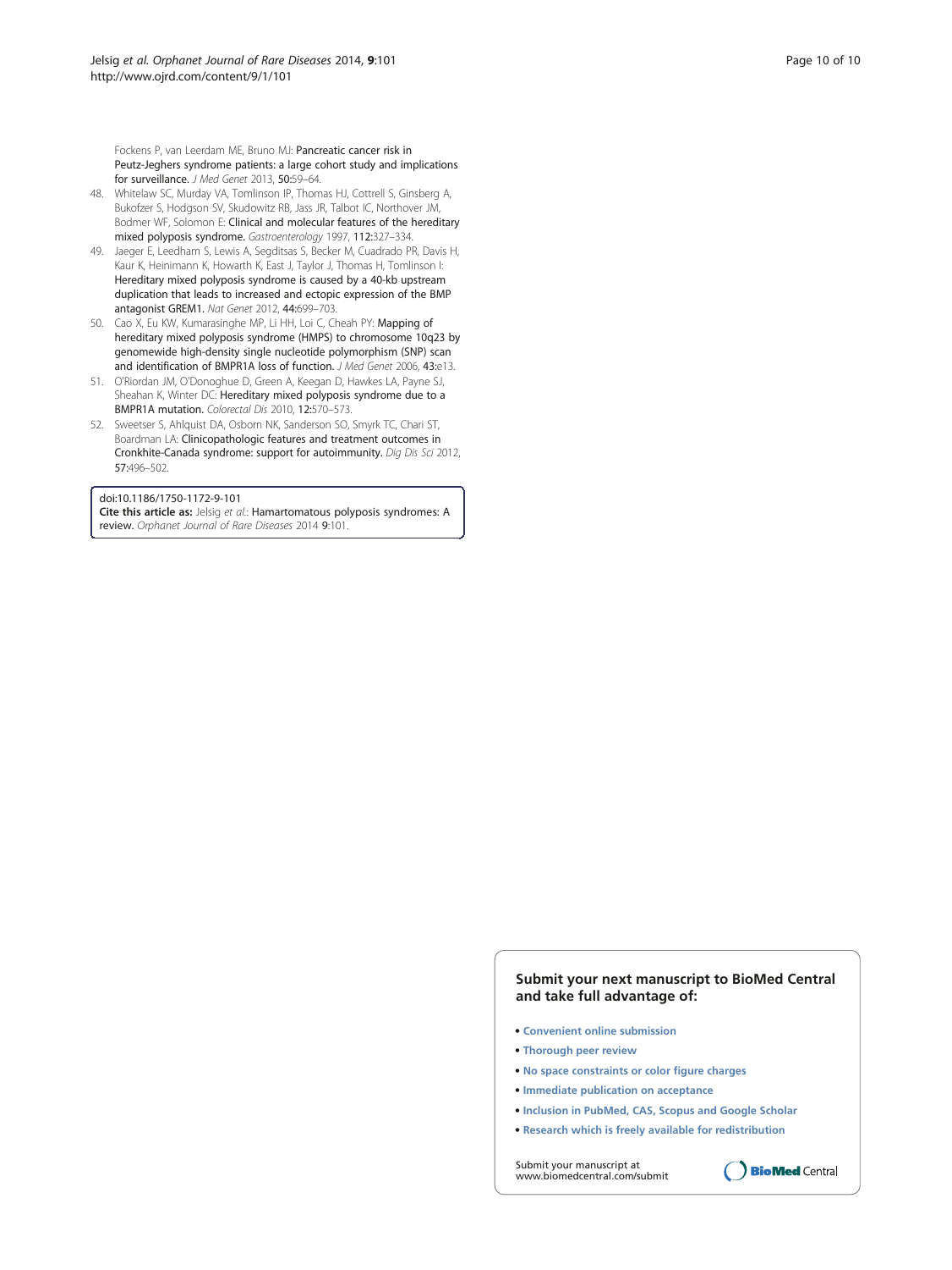Fockens P, van Leerdam ME, Bruno MJ: **Pancreatic cancer risk in Peutz-Jeghers syndrome patients: a large cohort study and implications for surveillance.** *J Med Genet* 2013, **50:**59–64.

48. Whitelaw SC, Murday VA, Tomlinson IP, Thomas HJ, Cottrell S, Ginsberg A, Bukofzer S, Hodgson SV, Skudowitz RB, Jass JR, Talbot IC, Northover JM, Bodmer WF, Solomon E: **Clinical and molecular features of the hereditary mixed polyposis syndrome.** *Gastroenterology* 1997, **112:**327–334.
49. Jaeger E, Leedham S, Lewis A, Segditsas S, Becker M, Cuadrado PR, Davis H, Kaur K, Heinimann K, Howarth K, East J, Taylor J, Thomas H, Tomlinson I: **Hereditary mixed polyposis syndrome is caused by a 40-kb upstream duplication that leads to increased and ectopic expression of the BMP antagonist GREM1.** *Nat Genet* 2012, **44:**699–703.
50. Cao X, Eu KW, Kumarasinghe MP, Li HH, Loi C, Cheah PY: **Mapping of hereditary mixed polyposis syndrome (HMPS) to chromosome 10q23 by genomewide high-density single nucleotide polymorphism (SNP) scan and identification of BMPR1A loss of function.** *J Med Genet* 2006, **43:**e13.
51. O'Riordan JM, O'Donoghue D, Green A, Keegan D, Hawkes LA, Payne SJ, Sheahan K, Winter DC: **Hereditary mixed polyposis syndrome due to a BMPR1A mutation.** *Colorectal Dis* 2010, **12:**570–573.
52. Sweetser S, Ahlquist DA, Osborn NK, Sanderson SO, Smyrk TC, Chari ST, Boardman LA: **Clinicopathologic features and treatment outcomes in Cronkhite-Canada syndrome: support for autoimmunity.** *Dig Dis Sci* 2012, **57:**496–502.

doi:10.1186/1750-1172-9-101
**Cite this article as:** Jelsig *et al.*: Hamartomatous polyposis syndromes: A review. *Orphanet Journal of Rare Diseases* 2014 **9**:101.

**Submit your next manuscript to BioMed Central and take full advantage of:**

- **Convenient online submission**
- **Thorough peer review**
- **No space constraints or color figure charges**
- **Immediate publication on acceptance**
- **Inclusion in PubMed, CAS, Scopus and Google Scholar**
- **Research which is freely available for redistribution**

Submit your manuscript at
www.biomedcentral.com/submit

BioMed Central